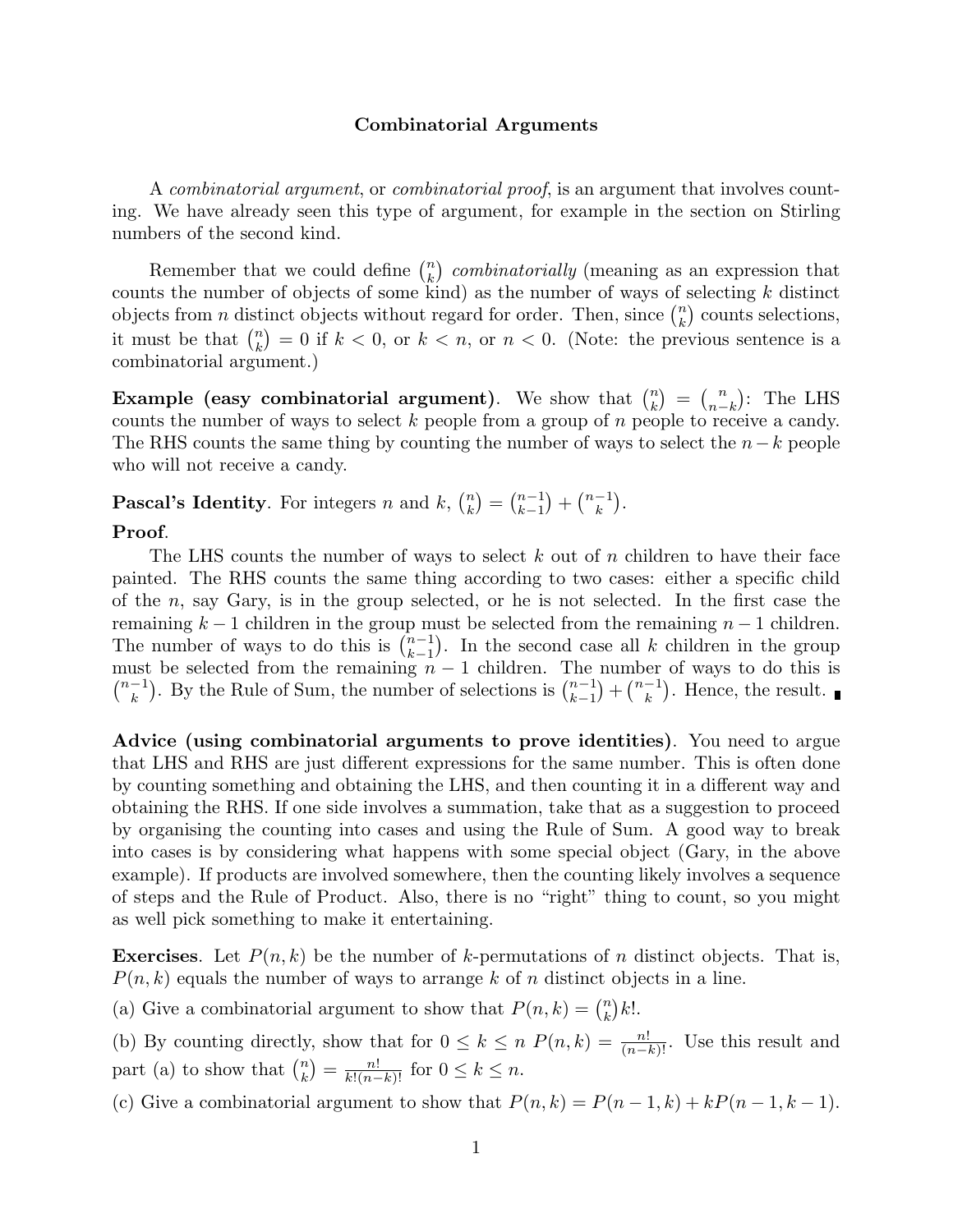## Combinatorial Arguments

A *combinatorial argument*, or *combinatorial proof*, is an argument that involves counting. We have already seen this type of argument, for example in the section on Stirling numbers of the second kind.

Remember that we could define $\binom{n}{k}$ *combinatorially* (meaning as an expression that counts the number of objects of some kind) as the number of ways of selecting $k$ distinct objects from $n$ distinct objects without regard for order. Then, since $\binom{n}{k}$ counts selections, it must be that $\binom{n}{k} = 0$ if $k < 0$, or $k < n$, or $n < 0$. (Note: the previous sentence is a combinatorial argument.)

**Example (easy combinatorial argument).** We show that $\binom{n}{k} = \binom{n}{n-k}$: The LHS counts the number of ways to select $k$ people from a group of $n$ people to receive a candy. The RHS counts the same thing by counting the number of ways to select the $n-k$ people who will not receive a candy.

**Pascal's Identity.** For integers $n$ and $k$, $\binom{n}{k} = \binom{n-1}{k-1} + \binom{n-1}{k}$.

**Proof.**

The LHS counts the number of ways to select $k$ out of $n$ children to have their face painted. The RHS counts the same thing according to two cases: either a specific child of the $n$, say Gary, is in the group selected, or he is not selected. In the first case the remaining $k-1$ children in the group must be selected from the remaining $n-1$ children. The number of ways to do this is $\binom{n-1}{k-1}$. In the second case all $k$ children in the group must be selected from the remaining $n-1$ children. The number of ways to do this is $\binom{n-1}{k}$. By the Rule of Sum, the number of selections is $\binom{n-1}{k-1} + \binom{n-1}{k}$. Hence, the result. ∎

**Advice (using combinatorial arguments to prove identities).** You need to argue that LHS and RHS are just different expressions for the same number. This is often done by counting something and obtaining the LHS, and then counting it in a different way and obtaining the RHS. If one side involves a summation, take that as a suggestion to proceed by organising the counting into cases and using the Rule of Sum. A good way to break into cases is by considering what happens with some special object (Gary, in the above example). If products are involved somewhere, then the counting likely involves a sequence of steps and the Rule of Product. Also, there is no "right" thing to count, so you might as well pick something to make it entertaining.

**Exercises.** Let $P(n, k)$ be the number of $k$-permutations of $n$ distinct objects. That is, $P(n, k)$ equals the number of ways to arrange $k$ of $n$ distinct objects in a line.

(a) Give a combinatorial argument to show that $P(n, k) = \binom{n}{k} k!$.

(b) By counting directly, show that for $0 \leq k \leq n$ $P(n, k) = \frac{n!}{(n-k)!}$. Use this result and part (a) to show that $\binom{n}{k} = \frac{n!}{k!(n-k)!}$ for $0 \leq k \leq n$.

(c) Give a combinatorial argument to show that $P(n, k) = P(n-1, k) + kP(n-1, k-1)$.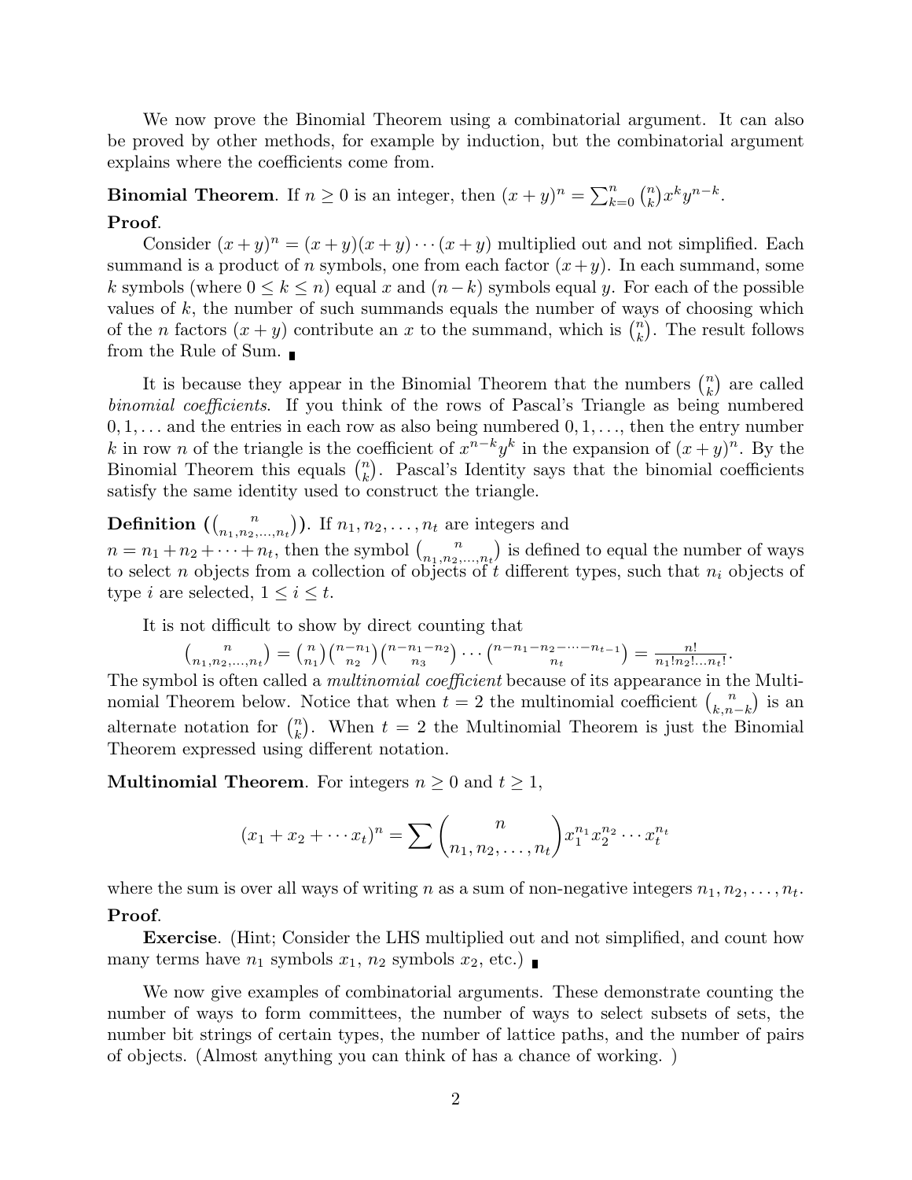We now prove the Binomial Theorem using a combinatorial argument. It can also be proved by other methods, for example by induction, but the combinatorial argument explains where the coefficients come from.

**Binomial Theorem**. If $n \geq 0$ is an integer, then $(x+y)^n = \sum_{k=0}^{n} \binom{n}{k} x^k y^{n-k}$.

**Proof**.

Consider $(x+y)^n = (x+y)(x+y)\cdots(x+y)$ multiplied out and not simplified. Each summand is a product of $n$ symbols, one from each factor $(x+y)$. In each summand, some $k$ symbols (where $0 \leq k \leq n$) equal $x$ and $(n-k)$ symbols equal $y$. For each of the possible values of $k$, the number of such summands equals the number of ways of choosing which of the $n$ factors $(x+y)$ contribute an $x$ to the summand, which is $\binom{n}{k}$. The result follows from the Rule of Sum. ∎

It is because they appear in the Binomial Theorem that the numbers $\binom{n}{k}$ are called *binomial coefficients*. If you think of the rows of Pascal's Triangle as being numbered $0, 1, \ldots$ and the entries in each row as also being numbered $0, 1, \ldots$, then the entry number $k$ in row $n$ of the triangle is the coefficient of $x^{n-k}y^k$ in the expansion of $(x+y)^n$. By the Binomial Theorem this equals $\binom{n}{k}$. Pascal's Identity says that the binomial coefficients satisfy the same identity used to construct the triangle.

**Definition ($\binom{n}{n_1, n_2, \ldots, n_t}$)**. If $n_1, n_2, \ldots, n_t$ are integers and $n = n_1 + n_2 + \cdots + n_t$, then the symbol $\binom{n}{n_1, n_2, \ldots, n_t}$ is defined to equal the number of ways to select $n$ objects from a collection of objects of $t$ different types, such that $n_i$ objects of type $i$ are selected, $1 \leq i \leq t$.

It is not difficult to show by direct counting that

$$\binom{n}{n_1, n_2, \ldots, n_t} = \binom{n}{n_1}\binom{n-n_1}{n_2}\binom{n-n_1-n_2}{n_3}\cdots\binom{n-n_1-n_2-\cdots-n_{t-1}}{n_t} = \frac{n!}{n_1!n_2!\ldots n_t!}.$$

The symbol is often called a *multinomial coefficient* because of its appearance in the Multinomial Theorem below. Notice that when $t=2$ the multinomial coefficient $\binom{n}{k, n-k}$ is an alternate notation for $\binom{n}{k}$. When $t=2$ the Multinomial Theorem is just the Binomial Theorem expressed using different notation.

**Multinomial Theorem**. For integers $n \geq 0$ and $t \geq 1$,

$$(x_1 + x_2 + \cdots x_t)^n = \sum \binom{n}{n_1, n_2, \ldots, n_t} x_1^{n_1} x_2^{n_2} \cdots x_t^{n_t}$$

where the sum is over all ways of writing $n$ as a sum of non-negative integers $n_1, n_2, \ldots, n_t$.

**Proof**.

**Exercise**. (Hint; Consider the LHS multiplied out and not simplified, and count how many terms have $n_1$ symbols $x_1$, $n_2$ symbols $x_2$, etc.) ∎

We now give examples of combinatorial arguments. These demonstrate counting the number of ways to form committees, the number of ways to select subsets of sets, the number bit strings of certain types, the number of lattice paths, and the number of pairs of objects. (Almost anything you can think of has a chance of working. )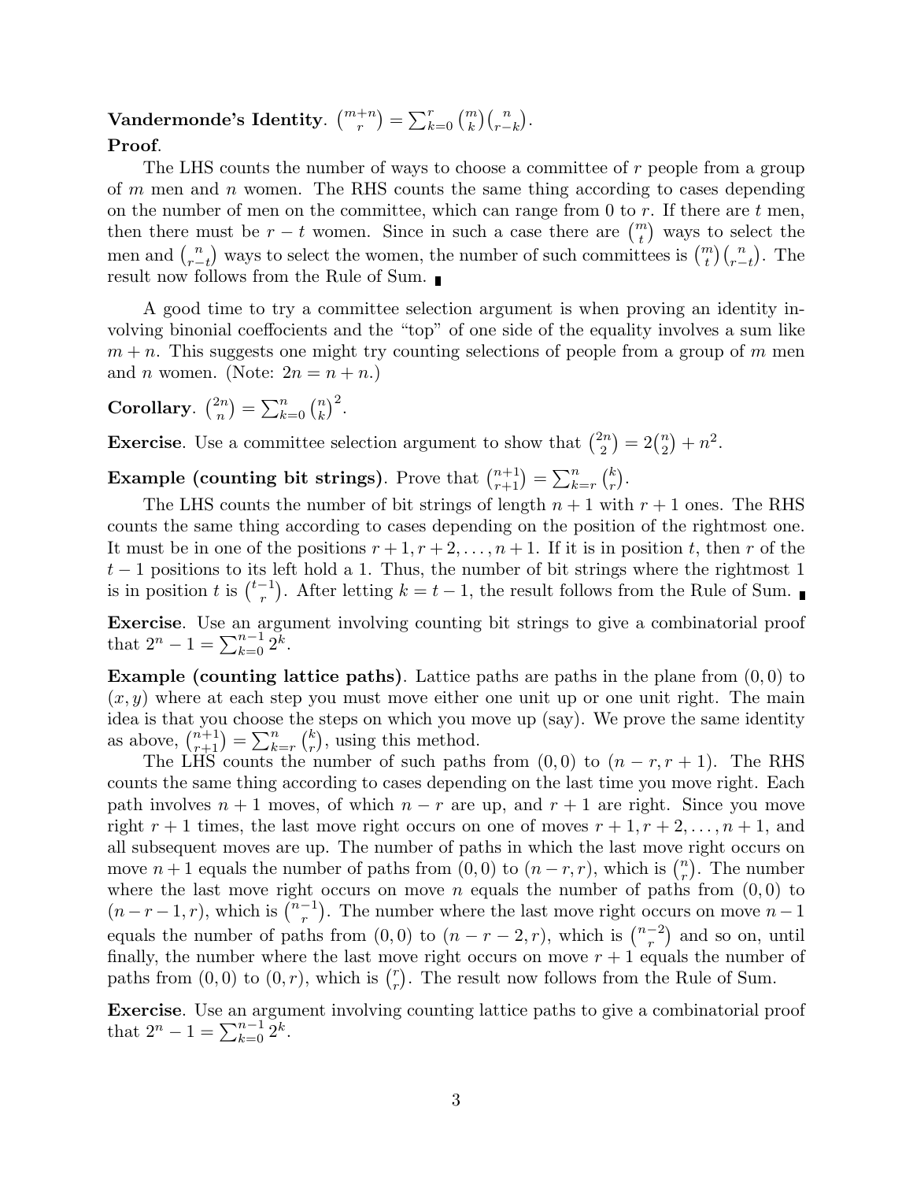**Vandermonde's Identity**. $\binom{m+n}{r} = \sum_{k=0}^{r} \binom{m}{k}\binom{n}{r-k}$.

**Proof**.

The LHS counts the number of ways to choose a committee of $r$ people from a group of $m$ men and $n$ women. The RHS counts the same thing according to cases depending on the number of men on the committee, which can range from 0 to $r$. If there are $t$ men, then there must be $r - t$ women. Since in such a case there are $\binom{m}{t}$ ways to select the men and $\binom{n}{r-t}$ ways to select the women, the number of such committees is $\binom{m}{t}\binom{n}{r-t}$. The result now follows from the Rule of Sum. ∎

A good time to try a committee selection argument is when proving an identity involving binonial coeffocients and the "top" of one side of the equality involves a sum like $m + n$. This suggests one might try counting selections of people from a group of $m$ men and $n$ women. (Note: $2n = n + n$.)

**Corollary**. $\binom{2n}{n} = \sum_{k=0}^{n} \binom{n}{k}^2$.

**Exercise**. Use a committee selection argument to show that $\binom{2n}{2} = 2\binom{n}{2} + n^2$.

**Example (counting bit strings)**. Prove that $\binom{n+1}{r+1} = \sum_{k=r}^{n} \binom{k}{r}$.

The LHS counts the number of bit strings of length $n + 1$ with $r + 1$ ones. The RHS counts the same thing according to cases depending on the position of the rightmost one. It must be in one of the positions $r + 1, r + 2, \ldots, n + 1$. If it is in position $t$, then $r$ of the $t - 1$ positions to its left hold a 1. Thus, the number of bit strings where the rightmost 1 is in position $t$ is $\binom{t-1}{r}$. After letting $k = t - 1$, the result follows from the Rule of Sum. ∎

**Exercise**. Use an argument involving counting bit strings to give a combinatorial proof that $2^n - 1 = \sum_{k=0}^{n-1} 2^k$.

**Example (counting lattice paths)**. Lattice paths are paths in the plane from $(0, 0)$ to $(x, y)$ where at each step you must move either one unit up or one unit right. The main idea is that you choose the steps on which you move up (say). We prove the same identity as above, $\binom{n+1}{r+1} = \sum_{k=r}^{n} \binom{k}{r}$, using this method.

The LHS counts the number of such paths from $(0, 0)$ to $(n - r, r + 1)$. The RHS counts the same thing according to cases depending on the last time you move right. Each path involves $n + 1$ moves, of which $n - r$ are up, and $r + 1$ are right. Since you move right $r + 1$ times, the last move right occurs on one of moves $r + 1, r + 2, \ldots, n + 1$, and all subsequent moves are up. The number of paths in which the last move right occurs on move $n + 1$ equals the number of paths from $(0, 0)$ to $(n - r, r)$, which is $\binom{n}{r}$. The number where the last move right occurs on move $n$ equals the number of paths from $(0, 0)$ to $(n - r - 1, r)$, which is $\binom{n-1}{r}$. The number where the last move right occurs on move $n - 1$ equals the number of paths from $(0, 0)$ to $(n - r - 2, r)$, which is $\binom{n-2}{r}$ and so on, until finally, the number where the last move right occurs on move $r + 1$ equals the number of paths from $(0, 0)$ to $(0, r)$, which is $\binom{r}{r}$. The result now follows from the Rule of Sum.

**Exercise**. Use an argument involving counting lattice paths to give a combinatorial proof that $2^n - 1 = \sum_{k=0}^{n-1} 2^k$.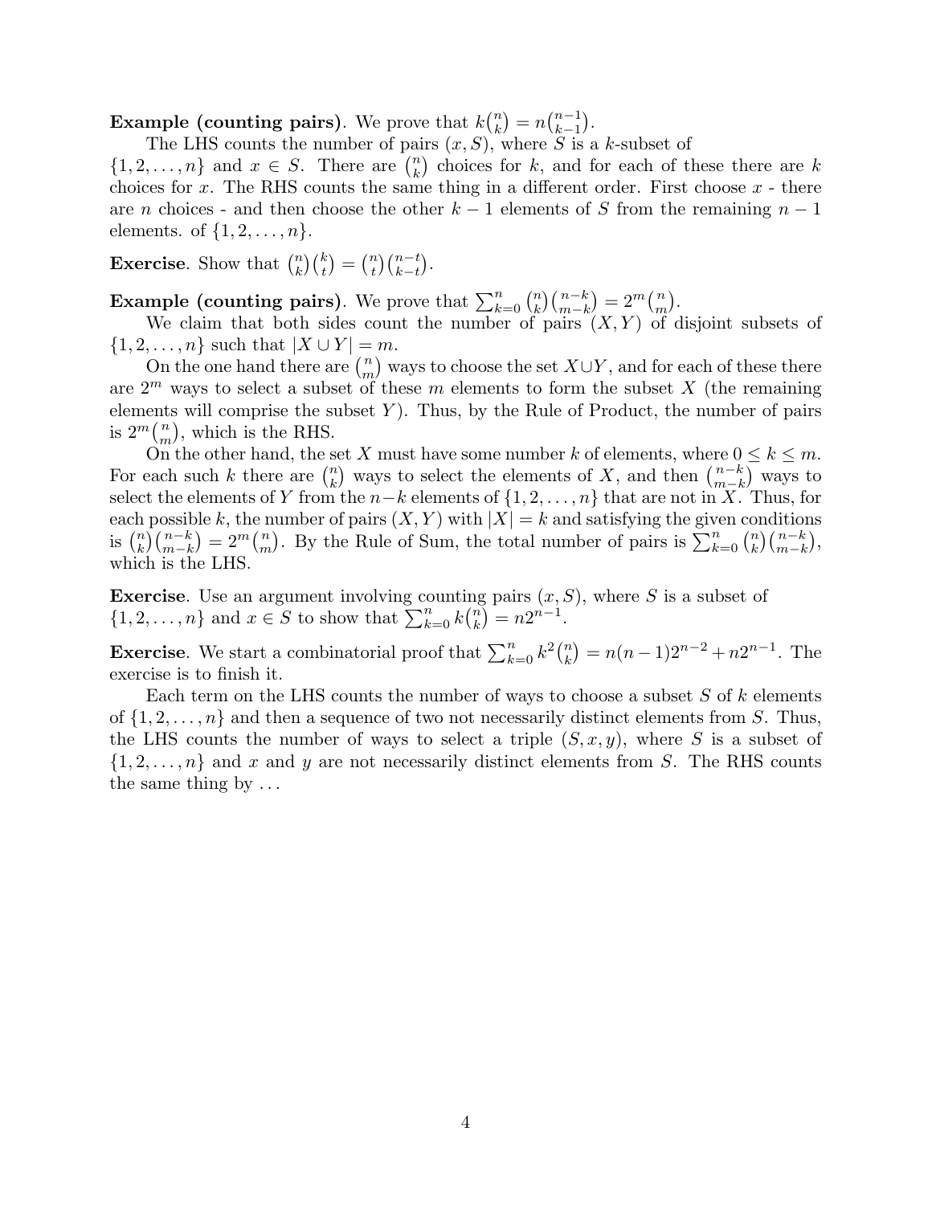**Example (counting pairs)**. We prove that $k\binom{n}{k} = n\binom{n-1}{k-1}$.

The LHS counts the number of pairs $(x, S)$, where $S$ is a $k$-subset of $\{1, 2, \ldots, n\}$ and $x \in S$. There are $\binom{n}{k}$ choices for $k$, and for each of these there are $k$ choices for $x$. The RHS counts the same thing in a different order. First choose $x$ - there are $n$ choices - and then choose the other $k-1$ elements of $S$ from the remaining $n-1$ elements. of $\{1, 2, \ldots, n\}$.

**Exercise**. Show that $\binom{n}{k}\binom{k}{t} = \binom{n}{t}\binom{n-t}{k-t}$.

**Example (counting pairs)**. We prove that $\sum_{k=0}^{n} \binom{n}{k}\binom{n-k}{m-k} = 2^m\binom{n}{m}$.

We claim that both sides count the number of pairs $(X, Y)$ of disjoint subsets of $\{1, 2, \ldots, n\}$ such that $|X \cup Y| = m$.

On the one hand there are $\binom{n}{m}$ ways to choose the set $X \cup Y$, and for each of these there are $2^m$ ways to select a subset of these $m$ elements to form the subset $X$ (the remaining elements will comprise the subset $Y$). Thus, by the Rule of Product, the number of pairs is $2^m\binom{n}{m}$, which is the RHS.

On the other hand, the set $X$ must have some number $k$ of elements, where $0 \leq k \leq m$. For each such $k$ there are $\binom{n}{k}$ ways to select the elements of $X$, and then $\binom{n-k}{m-k}$ ways to select the elements of $Y$ from the $n-k$ elements of $\{1, 2, \ldots, n\}$ that are not in $X$. Thus, for each possible $k$, the number of pairs $(X, Y)$ with $|X| = k$ and satisfying the given conditions is $\binom{n}{k}\binom{n-k}{m-k} = 2^m\binom{n}{m}$. By the Rule of Sum, the total number of pairs is $\sum_{k=0}^{n} \binom{n}{k}\binom{n-k}{m-k}$, which is the LHS.

**Exercise**. Use an argument involving counting pairs $(x, S)$, where $S$ is a subset of $\{1, 2, \ldots, n\}$ and $x \in S$ to show that $\sum_{k=0}^{n} k\binom{n}{k} = n2^{n-1}$.

**Exercise**. We start a combinatorial proof that $\sum_{k=0}^{n} k^2\binom{n}{k} = n(n-1)2^{n-2} + n2^{n-1}$. The exercise is to finish it.

Each term on the LHS counts the number of ways to choose a subset $S$ of $k$ elements of $\{1, 2, \ldots, n\}$ and then a sequence of two not necessarily distinct elements from $S$. Thus, the LHS counts the number of ways to select a triple $(S, x, y)$, where $S$ is a subset of $\{1, 2, \ldots, n\}$ and $x$ and $y$ are not necessarily distinct elements from $S$. The RHS counts the same thing by ...